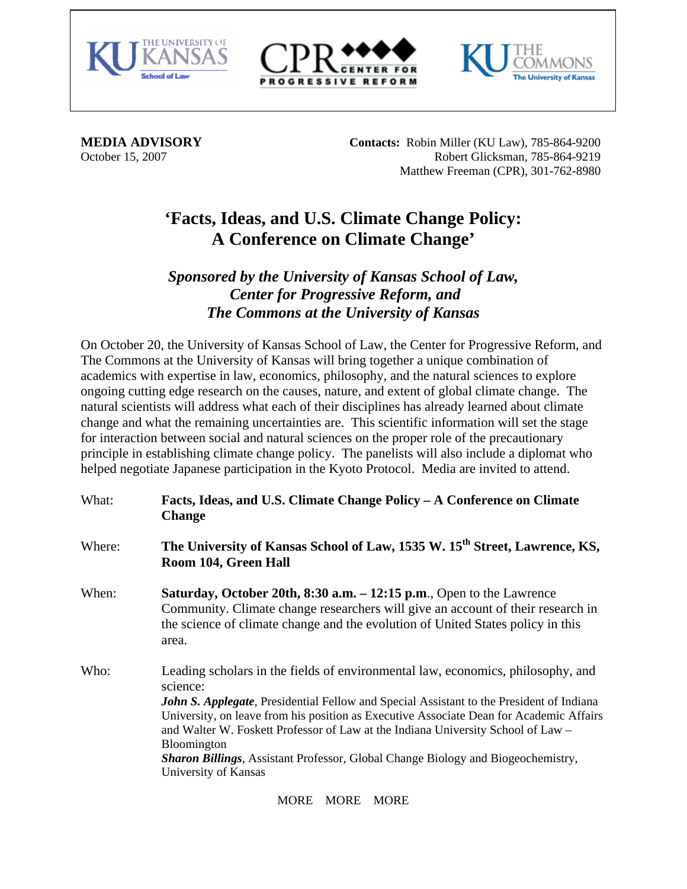**MEDIA ADVISORY**
October 15, 2007

**Contacts:** Robin Miller (KU Law), 785-864-9200
Robert Glicksman, 785-864-9219
Matthew Freeman (CPR), 301-762-8980

# 'Facts, Ideas, and U.S. Climate Change Policy: A Conference on Climate Change'

## *Sponsored by the University of Kansas School of Law, Center for Progressive Reform, and The Commons at the University of Kansas*

On October 20, the University of Kansas School of Law, the Center for Progressive Reform, and The Commons at the University of Kansas will bring together a unique combination of academics with expertise in law, economics, philosophy, and the natural sciences to explore ongoing cutting edge research on the causes, nature, and extent of global climate change. The natural scientists will address what each of their disciplines has already learned about climate change and what the remaining uncertainties are. This scientific information will set the stage for interaction between social and natural sciences on the proper role of the precautionary principle in establishing climate change policy. The panelists will also include a diplomat who helped negotiate Japanese participation in the Kyoto Protocol. Media are invited to attend.

What: **Facts, Ideas, and U.S. Climate Change Policy – A Conference on Climate Change**

Where: **The University of Kansas School of Law, 1535 W. 15th Street, Lawrence, KS, Room 104, Green Hall**

When: **Saturday, October 20th, 8:30 a.m. – 12:15 p.m**., Open to the Lawrence Community. Climate change researchers will give an account of their research in the science of climate change and the evolution of United States policy in this area.

Who: Leading scholars in the fields of environmental law, economics, philosophy, and science:

***John S. Applegate***, Presidential Fellow and Special Assistant to the President of Indiana University, on leave from his position as Executive Associate Dean for Academic Affairs and Walter W. Foskett Professor of Law at the Indiana University School of Law – Bloomington

***Sharon Billings***, Assistant Professor, Global Change Biology and Biogeochemistry, University of Kansas

MORE MORE MORE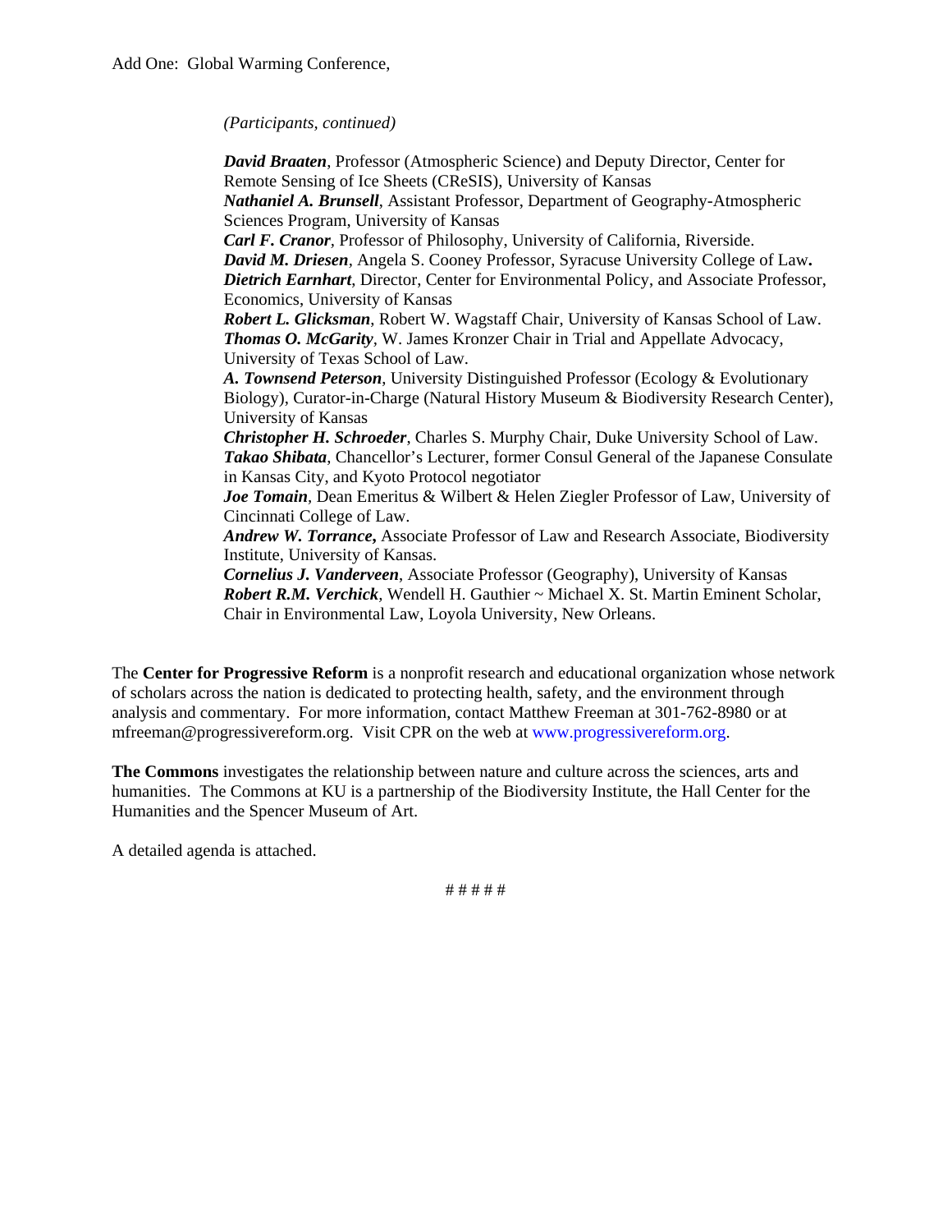Add One: Global Warming Conference,

*(Participants, continued)*

***David Braaten***, Professor (Atmospheric Science) and Deputy Director, Center for Remote Sensing of Ice Sheets (CReSIS), University of Kansas
***Nathaniel A. Brunsell***, Assistant Professor, Department of Geography-Atmospheric Sciences Program, University of Kansas
***Carl F. Cranor***, Professor of Philosophy, University of California, Riverside.
***David M. Driesen***, Angela S. Cooney Professor, Syracuse University College of Law**.**
***Dietrich Earnhart***, Director, Center for Environmental Policy, and Associate Professor, Economics, University of Kansas
***Robert L. Glicksman***, Robert W. Wagstaff Chair, University of Kansas School of Law.
***Thomas O. McGarity***, W. James Kronzer Chair in Trial and Appellate Advocacy, University of Texas School of Law.
***A. Townsend Peterson***, University Distinguished Professor (Ecology & Evolutionary Biology), Curator-in-Charge (Natural History Museum & Biodiversity Research Center), University of Kansas
***Christopher H. Schroeder***, Charles S. Murphy Chair, Duke University School of Law.
***Takao Shibata***, Chancellor's Lecturer, former Consul General of the Japanese Consulate in Kansas City, and Kyoto Protocol negotiator
***Joe Tomain***, Dean Emeritus & Wilbert & Helen Ziegler Professor of Law, University of Cincinnati College of Law.
***Andrew W. Torrance,*** Associate Professor of Law and Research Associate, Biodiversity Institute, University of Kansas.
***Cornelius J. Vanderveen***, Associate Professor (Geography), University of Kansas
***Robert R.M. Verchick***, Wendell H. Gauthier ~ Michael X. St. Martin Eminent Scholar, Chair in Environmental Law, Loyola University, New Orleans.

The **Center for Progressive Reform** is a nonprofit research and educational organization whose network of scholars across the nation is dedicated to protecting health, safety, and the environment through analysis and commentary. For more information, contact Matthew Freeman at 301-762-8980 or at mfreeman@progressivereform.org. Visit CPR on the web at www.progressivereform.org.

**The Commons** investigates the relationship between nature and culture across the sciences, arts and humanities. The Commons at KU is a partnership of the Biodiversity Institute, the Hall Center for the Humanities and the Spencer Museum of Art.

A detailed agenda is attached.

# # # # #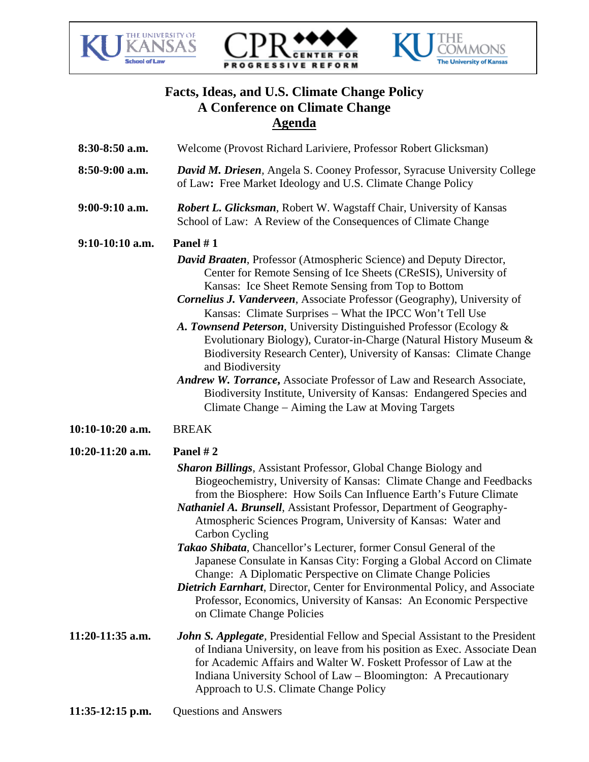THE UNIVERSITY OF KANSAS School of Law | CPR CENTER FOR PROGRESSIVE REFORM | THE COMMONS The University of Kansas

# Facts, Ideas, and U.S. Climate Change Policy
## A Conference on Climate Change
## Agenda

**8:30-8:50 a.m.** Welcome (Provost Richard Lariviere, Professor Robert Glicksman)

**8:50-9:00 a.m.** ***David M. Driesen***, Angela S. Cooney Professor, Syracuse University College of Law**:** Free Market Ideology and U.S. Climate Change Policy

**9:00-9:10 a.m.** ***Robert L. Glicksman***, Robert W. Wagstaff Chair, University of Kansas School of Law: A Review of the Consequences of Climate Change

**9:10-10:10 a.m.** **Panel # 1**

- ***David Braaten***, Professor (Atmospheric Science) and Deputy Director, Center for Remote Sensing of Ice Sheets (CReSIS), University of Kansas: Ice Sheet Remote Sensing from Top to Bottom
- ***Cornelius J. Vanderveen***, Associate Professor (Geography), University of Kansas: Climate Surprises – What the IPCC Won't Tell Use
- ***A. Townsend Peterson***, University Distinguished Professor (Ecology & Evolutionary Biology), Curator-in-Charge (Natural History Museum & Biodiversity Research Center), University of Kansas: Climate Change and Biodiversity
- ***Andrew W. Torrance,*** Associate Professor of Law and Research Associate, Biodiversity Institute, University of Kansas: Endangered Species and Climate Change – Aiming the Law at Moving Targets

**10:10-10:20 a.m.** BREAK

**10:20-11:20 a.m.** **Panel # 2**

- ***Sharon Billings***, Assistant Professor, Global Change Biology and Biogeochemistry, University of Kansas: Climate Change and Feedbacks from the Biosphere: How Soils Can Influence Earth's Future Climate
- ***Nathaniel A. Brunsell***, Assistant Professor, Department of Geography-Atmospheric Sciences Program, University of Kansas: Water and Carbon Cycling
- ***Takao Shibata***, Chancellor's Lecturer, former Consul General of the Japanese Consulate in Kansas City: Forging a Global Accord on Climate Change: A Diplomatic Perspective on Climate Change Policies
- ***Dietrich Earnhart***, Director, Center for Environmental Policy, and Associate Professor, Economics, University of Kansas: An Economic Perspective on Climate Change Policies

**11:20-11:35 a.m.** ***John S. Applegate***, Presidential Fellow and Special Assistant to the President of Indiana University, on leave from his position as Exec. Associate Dean for Academic Affairs and Walter W. Foskett Professor of Law at the Indiana University School of Law – Bloomington: A Precautionary Approach to U.S. Climate Change Policy

**11:35-12:15 p.m.** Questions and Answers